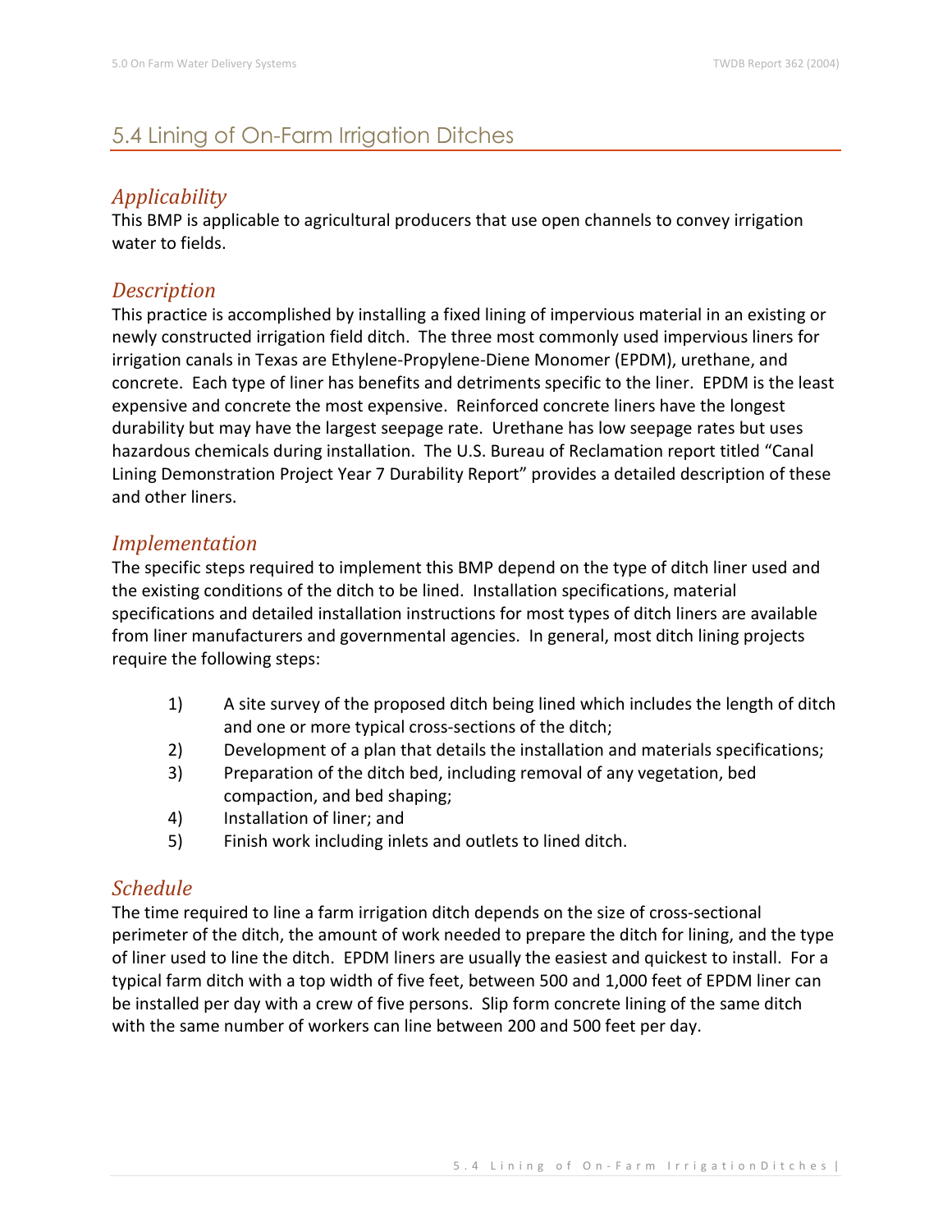## 5.4 Lining of On-Farm Irrigation Ditches

### *Applicability*

This BMP is applicable to agricultural producers that use open channels to convey irrigation water to fields.

### *Description*

This practice is accomplished by installing a fixed lining of impervious material in an existing or newly constructed irrigation field ditch. The three most commonly used impervious liners for irrigation canals in Texas are Ethylene-Propylene-Diene Monomer (EPDM), urethane, and concrete. Each type of liner has benefits and detriments specific to the liner. EPDM is the least expensive and concrete the most expensive. Reinforced concrete liners have the longest durability but may have the largest seepage rate. Urethane has low seepage rates but uses hazardous chemicals during installation. The U.S. Bureau of Reclamation report titled "Canal Lining Demonstration Project Year 7 Durability Report" provides a detailed description of these and other liners.

### *Implementation*

The specific steps required to implement this BMP depend on the type of ditch liner used and the existing conditions of the ditch to be lined. Installation specifications, material specifications and detailed installation instructions for most types of ditch liners are available from liner manufacturers and governmental agencies. In general, most ditch lining projects require the following steps:

1) A site survey of the proposed ditch being lined which includes the length of ditch and one or more typical cross-sections of the ditch;
2) Development of a plan that details the installation and materials specifications;
3) Preparation of the ditch bed, including removal of any vegetation, bed compaction, and bed shaping;
4) Installation of liner; and
5) Finish work including inlets and outlets to lined ditch.

### *Schedule*

The time required to line a farm irrigation ditch depends on the size of cross-sectional perimeter of the ditch, the amount of work needed to prepare the ditch for lining, and the type of liner used to line the ditch. EPDM liners are usually the easiest and quickest to install. For a typical farm ditch with a top width of five feet, between 500 and 1,000 feet of EPDM liner can be installed per day with a crew of five persons. Slip form concrete lining of the same ditch with the same number of workers can line between 200 and 500 feet per day.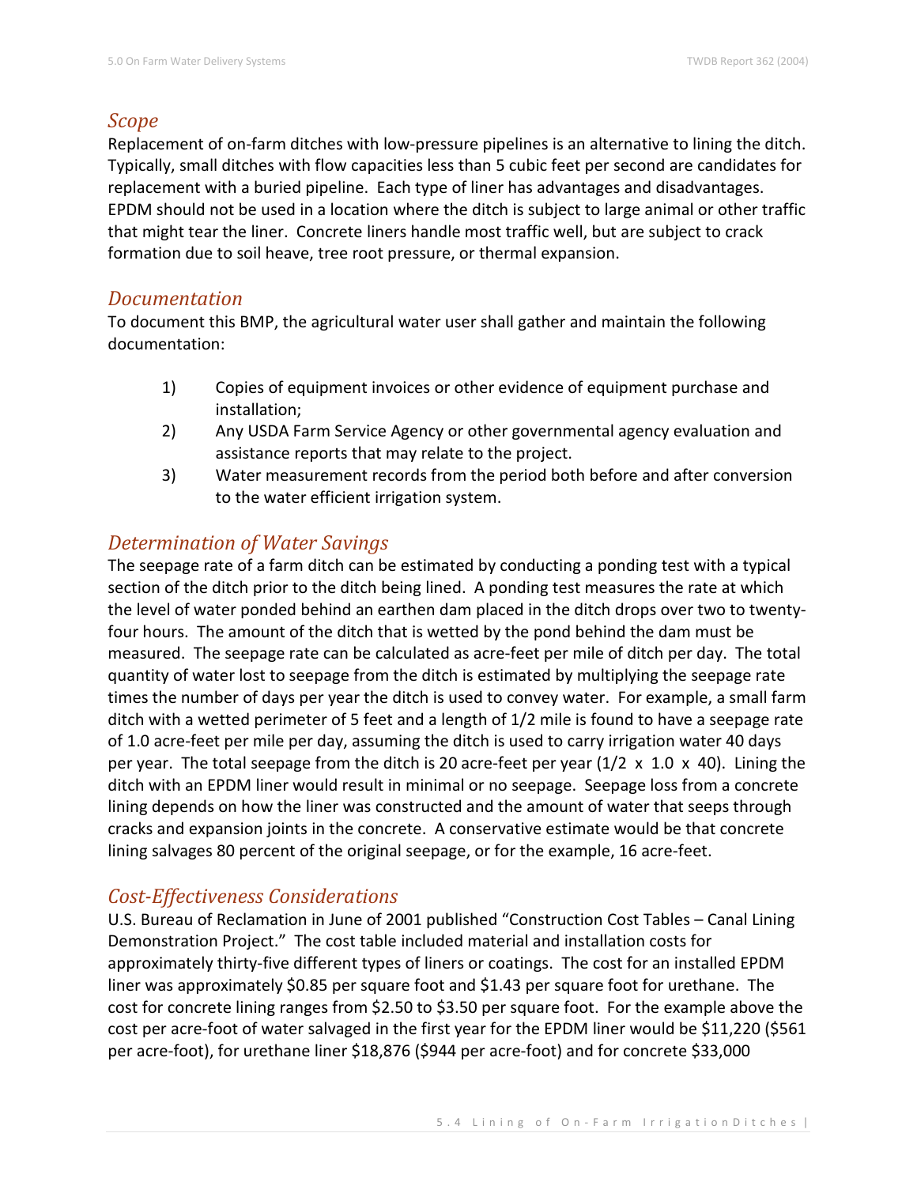## *Scope*

Replacement of on-farm ditches with low-pressure pipelines is an alternative to lining the ditch. Typically, small ditches with flow capacities less than 5 cubic feet per second are candidates for replacement with a buried pipeline. Each type of liner has advantages and disadvantages. EPDM should not be used in a location where the ditch is subject to large animal or other traffic that might tear the liner. Concrete liners handle most traffic well, but are subject to crack formation due to soil heave, tree root pressure, or thermal expansion.

## *Documentation*

To document this BMP, the agricultural water user shall gather and maintain the following documentation:

1) Copies of equipment invoices or other evidence of equipment purchase and installation;
2) Any USDA Farm Service Agency or other governmental agency evaluation and assistance reports that may relate to the project.
3) Water measurement records from the period both before and after conversion to the water efficient irrigation system.

## *Determination of Water Savings*

The seepage rate of a farm ditch can be estimated by conducting a ponding test with a typical section of the ditch prior to the ditch being lined. A ponding test measures the rate at which the level of water ponded behind an earthen dam placed in the ditch drops over two to twenty-four hours. The amount of the ditch that is wetted by the pond behind the dam must be measured. The seepage rate can be calculated as acre-feet per mile of ditch per day. The total quantity of water lost to seepage from the ditch is estimated by multiplying the seepage rate times the number of days per year the ditch is used to convey water. For example, a small farm ditch with a wetted perimeter of 5 feet and a length of 1/2 mile is found to have a seepage rate of 1.0 acre-feet per mile per day, assuming the ditch is used to carry irrigation water 40 days per year. The total seepage from the ditch is 20 acre-feet per year (1/2 x 1.0 x 40). Lining the ditch with an EPDM liner would result in minimal or no seepage. Seepage loss from a concrete lining depends on how the liner was constructed and the amount of water that seeps through cracks and expansion joints in the concrete. A conservative estimate would be that concrete lining salvages 80 percent of the original seepage, or for the example, 16 acre-feet.

## *Cost-Effectiveness Considerations*

U.S. Bureau of Reclamation in June of 2001 published "Construction Cost Tables – Canal Lining Demonstration Project." The cost table included material and installation costs for approximately thirty-five different types of liners or coatings. The cost for an installed EPDM liner was approximately $0.85 per square foot and $1.43 per square foot for urethane. The cost for concrete lining ranges from $2.50 to $3.50 per square foot. For the example above the cost per acre-foot of water salvaged in the first year for the EPDM liner would be $11,220 ($561 per acre-foot), for urethane liner $18,876 ($944 per acre-foot) and for concrete $33,000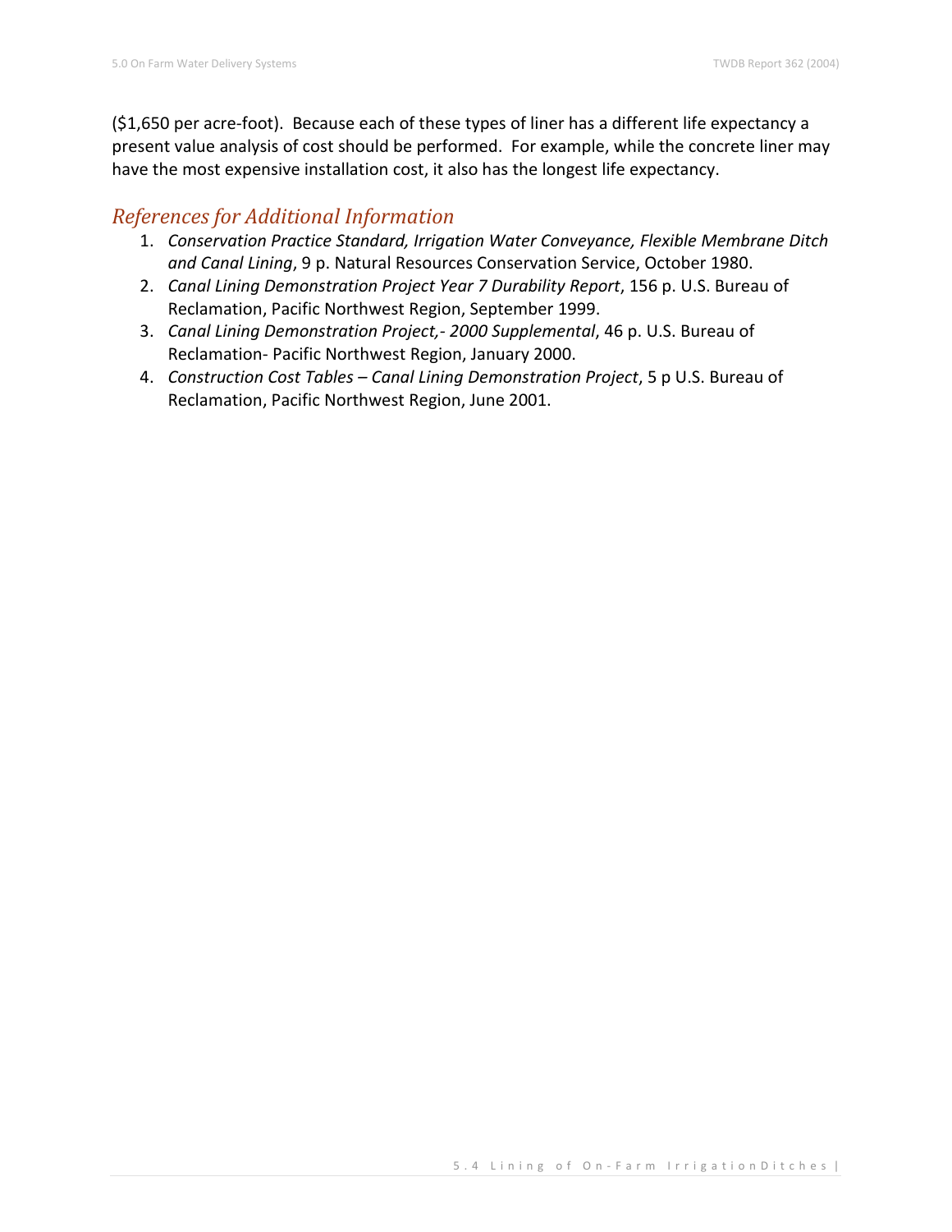($1,650 per acre-foot). Because each of these types of liner has a different life expectancy a present value analysis of cost should be performed. For example, while the concrete liner may have the most expensive installation cost, it also has the longest life expectancy.

## *References for Additional Information*

1. *Conservation Practice Standard, Irrigation Water Conveyance, Flexible Membrane Ditch and Canal Lining*, 9 p. Natural Resources Conservation Service, October 1980.
2. *Canal Lining Demonstration Project Year 7 Durability Report*, 156 p. U.S. Bureau of Reclamation, Pacific Northwest Region, September 1999.
3. *Canal Lining Demonstration Project,- 2000 Supplemental*, 46 p. U.S. Bureau of Reclamation- Pacific Northwest Region, January 2000.
4. *Construction Cost Tables – Canal Lining Demonstration Project*, 5 p U.S. Bureau of Reclamation, Pacific Northwest Region, June 2001.